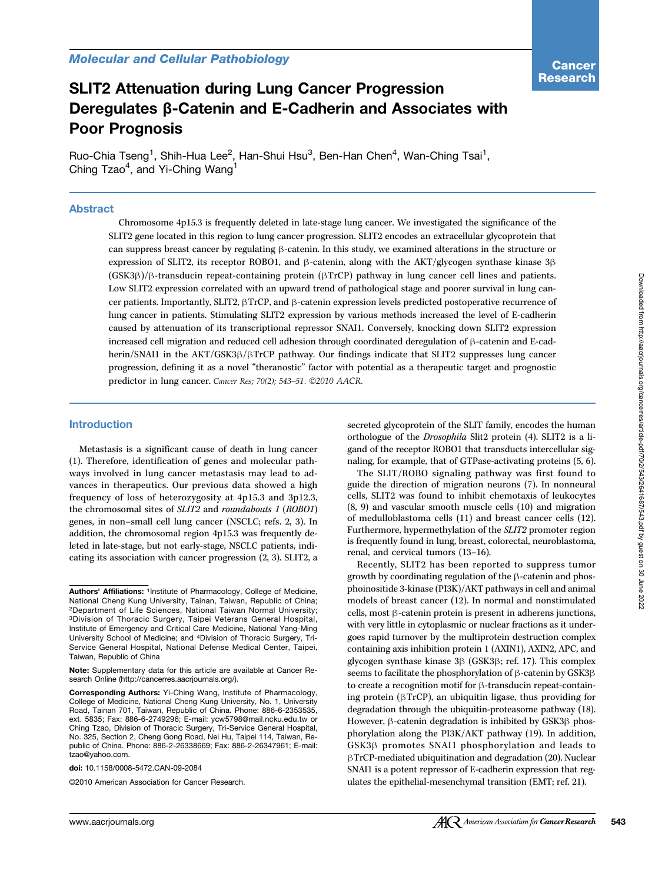Molecular and Cellular Pathobiology

# SLIT2 Attenuation during Lung Cancer Progression Deregulates β-Catenin and E-Cadherin and Associates with Poor Prognosis

Ruo-Chia Tseng[1], Shih-Hua Lee[2], Han-Shui Hsu[3], Ben-Han Chen[4], Wan-Ching Tsai[1], Ching Tzao[4], and Yi-Ching Wang[1]

## Abstract

Chromosome 4p15.3 is frequently deleted in late-stage lung cancer. We investigated the significance of the SLIT2 gene located in this region to lung cancer progression. SLIT2 encodes an extracellular glycoprotein that can suppress breast cancer by regulating β-catenin. In this study, we examined alterations in the structure or expression of SLIT2, its receptor ROBO1, and β-catenin, along with the AKT/glycogen synthase kinase 3β (GSK3β)/β-transducin repeat-containing protein (βTrCP) pathway in lung cancer cell lines and patients. Low SLIT2 expression correlated with an upward trend of pathological stage and poorer survival in lung cancer patients. Importantly, SLIT2, βTrCP, and β-catenin expression levels predicted postoperative recurrence of lung cancer in patients. Stimulating SLIT2 expression by various methods increased the level of E-cadherin caused by attenuation of its transcriptional repressor SNAI1. Conversely, knocking down SLIT2 expression increased cell migration and reduced cell adhesion through coordinated deregulation of β-catenin and E-cadherin/SNAI1 in the AKT/GSK3β/βTrCP pathway. Our findings indicate that SLIT2 suppresses lung cancer progression, defining it as a novel "theranostic" factor with potential as a therapeutic target and prognostic predictor in lung cancer. *Cancer Res; 70(2); 543–51. ©2010 AACR.*

## Introduction

Metastasis is a significant cause of death in lung cancer (1). Therefore, identification of genes and molecular pathways involved in lung cancer metastasis may lead to advances in therapeutics. Our previous data showed a high frequency of loss of heterozygosity at 4p15.3 and 3p12.3, the chromosomal sites of *SLIT2* and *roundabouts 1* (*ROBO1*) genes, in non–small cell lung cancer (NSCLC; refs. 2, 3). In addition, the chromosomal region 4p15.3 was frequently deleted in late-stage, but not early-stage, NSCLC patients, indicating its association with cancer progression (2, 3). SLIT2, a secreted glycoprotein of the SLIT family, encodes the human orthologue of the *Drosophila* Slit2 protein (4). SLIT2 is a ligand of the receptor ROBO1 that transducts intercellular signaling, for example, that of GTPase-activating proteins (5, 6).

The SLIT/ROBO signaling pathway was first found to guide the direction of migration neurons (7). In nonneural cells, SLIT2 was found to inhibit chemotaxis of leukocytes (8, 9) and vascular smooth muscle cells (10) and migration of medulloblastoma cells (11) and breast cancer cells (12). Furthermore, hypermethylation of the *SLIT2* promoter region is frequently found in lung, breast, colorectal, neuroblastoma, renal, and cervical tumors (13–16).

Recently, SLIT2 has been reported to suppress tumor growth by coordinating regulation of the β-catenin and phosphoinositide 3-kinase (PI3K)/AKT pathways in cell and animal models of breast cancer (12). In normal and nonstimulated cells, most β-catenin protein is present in adherens junctions, with very little in cytoplasmic or nuclear fractions as it undergoes rapid turnover by the multiprotein destruction complex containing axis inhibition protein 1 (AXIN1), AXIN2, APC, and glycogen synthase kinase 3β (GSK3β; ref. 17). This complex seems to facilitate the phosphorylation of β-catenin by GSK3β to create a recognition motif for β-transducin repeat-containing protein (βTrCP), an ubiquitin ligase, thus providing for degradation through the ubiquitin-proteasome pathway (18). However, β-catenin degradation is inhibited by GSK3β phosphorylation along the PI3K/AKT pathway (19). In addition, GSK3β promotes SNAI1 phosphorylation and leads to βTrCP-mediated ubiquitination and degradation (20). Nuclear SNAI1 is a potent repressor of E-cadherin expression that regulates the epithelial-mesenchymal transition (EMT; ref. 21).

---

**Authors' Affiliations:** [1]Institute of Pharmacology, College of Medicine, National Cheng Kung University, Tainan, Taiwan, Republic of China; [2]Department of Life Sciences, National Taiwan Normal University; [3]Division of Thoracic Surgery, Taipei Veterans General Hospital, Institute of Emergency and Critical Care Medicine, National Yang-Ming University School of Medicine; and [4]Division of Thoracic Surgery, Tri-Service General Hospital, National Defense Medical Center, Taipei, Taiwan, Republic of China

**Note:** Supplementary data for this article are available at Cancer Research Online (http://cancerres.aacrjournals.org/).

**Corresponding Authors:** Yi-Ching Wang, Institute of Pharmacology, College of Medicine, National Cheng Kung University, No. 1, University Road, Tainan 701, Taiwan, Republic of China. Phone: 886-6-2353535, ext. 5835; Fax: 886-6-2749296; E-mail: ycw5798@mail.ncku.edu.tw or Ching Tzao, Division of Thoracic Surgery, Tri-Service General Hospital, No. 325, Section 2, Cheng Gong Road, Nei Hu, Taipei 114, Taiwan, Republic of China. Phone: 886-2-26338669; Fax: 886-2-26347961; E-mail: tzao@yahoo.com.

**doi:** 10.1158/0008-5472.CAN-09-2084

©2010 American Association for Cancer Research.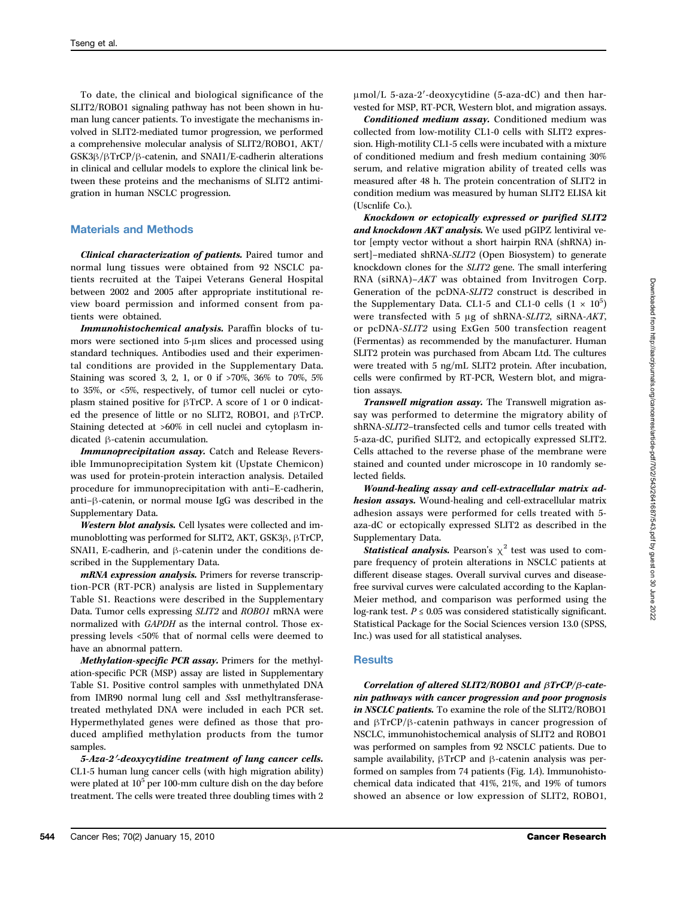To date, the clinical and biological significance of the SLIT2/ROBO1 signaling pathway has not been shown in human lung cancer patients. To investigate the mechanisms involved in SLIT2-mediated tumor progression, we performed a comprehensive molecular analysis of SLIT2/ROBO1, AKT/GSK3β/βTrCP/β-catenin, and SNAI1/E-cadherin alterations in clinical and cellular models to explore the clinical link between these proteins and the mechanisms of SLIT2 antimigration in human NSCLC progression.

## Materials and Methods

***Clinical characterization of patients.*** Paired tumor and normal lung tissues were obtained from 92 NSCLC patients recruited at the Taipei Veterans General Hospital between 2002 and 2005 after appropriate institutional review board permission and informed consent from patients were obtained.

***Immunohistochemical analysis.*** Paraffin blocks of tumors were sectioned into 5-μm slices and processed using standard techniques. Antibodies used and their experimental conditions are provided in the Supplementary Data. Staining was scored 3, 2, 1, or 0 if >70%, 36% to 70%, 5% to 35%, or <5%, respectively, of tumor cell nuclei or cytoplasm stained positive for βTrCP. A score of 1 or 0 indicated the presence of little or no SLIT2, ROBO1, and βTrCP. Staining detected at >60% in cell nuclei and cytoplasm indicated β-catenin accumulation.

***Immunoprecipitation assay.*** Catch and Release Reversible Immunoprecipitation System kit (Upstate Chemicon) was used for protein-protein interaction analysis. Detailed procedure for immunoprecipitation with anti–E-cadherin, anti–β-catenin, or normal mouse IgG was described in the Supplementary Data.

***Western blot analysis.*** Cell lysates were collected and immunoblotting was performed for SLIT2, AKT, GSK3β, βTrCP, SNAI1, E-cadherin, and β-catenin under the conditions described in the Supplementary Data.

***mRNA expression analysis.*** Primers for reverse transcription-PCR (RT-PCR) analysis are listed in Supplementary Table S1. Reactions were described in the Supplementary Data. Tumor cells expressing *SLIT2* and *ROBO1* mRNA were normalized with *GAPDH* as the internal control. Those expressing levels <50% that of normal cells were deemed to have an abnormal pattern.

***Methylation-specific PCR assay.*** Primers for the methylation-specific PCR (MSP) assay are listed in Supplementary Table S1. Positive control samples with unmethylated DNA from IMR90 normal lung cell and *Sss*I methyltransferase-treated methylated DNA were included in each PCR set. Hypermethylated genes were defined as those that produced amplified methylation products from the tumor samples.

***5-Aza-2′-deoxycytidine treatment of lung cancer cells.*** CL1-5 human lung cancer cells (with high migration ability) were plated at $10^5$ per 100-mm culture dish on the day before treatment. The cells were treated three doubling times with 2 μmol/L 5-aza-2′-deoxycytidine (5-aza-dC) and then harvested for MSP, RT-PCR, Western blot, and migration assays.

***Conditioned medium assay.*** Conditioned medium was collected from low-motility CL1-0 cells with SLIT2 expression. High-motility CL1-5 cells were incubated with a mixture of conditioned medium and fresh medium containing 30% serum, and relative migration ability of treated cells was measured after 48 h. The protein concentration of SLIT2 in condition medium was measured by human SLIT2 ELISA kit (Uscnlife Co.).

***Knockdown or ectopically expressed or purified SLIT2 and knockdown AKT analysis.*** We used pGIPZ lentiviral vector [empty vector without a short hairpin RNA (shRNA) insert]–mediated shRNA-*SLIT2* (Open Biosystem) to generate knockdown clones for the *SLIT2* gene. The small interfering RNA (siRNA)–*AKT* was obtained from Invitrogen Corp. Generation of the pcDNA-*SLIT2* construct is described in the Supplementary Data. CL1-5 and CL1-0 cells ($1 \times 10^5$) were transfected with 5 μg of shRNA-*SLIT2*, siRNA-*AKT*, or pcDNA-*SLIT2* using ExGen 500 transfection reagent (Fermentas) as recommended by the manufacturer. Human SLIT2 protein was purchased from Abcam Ltd. The cultures were treated with 5 ng/mL SLIT2 protein. After incubation, cells were confirmed by RT-PCR, Western blot, and migration assays.

***Transwell migration assay.*** The Transwell migration assay was performed to determine the migratory ability of shRNA-*SLIT2*–transfected cells and tumor cells treated with 5-aza-dC, purified SLIT2, and ectopically expressed SLIT2. Cells attached to the reverse phase of the membrane were stained and counted under microscope in 10 randomly selected fields.

***Wound-healing assay and cell-extracellular matrix adhesion assays.*** Wound-healing and cell-extracellular matrix adhesion assays were performed for cells treated with 5-aza-dC or ectopically expressed SLIT2 as described in the Supplementary Data.

***Statistical analysis.*** Pearson's $\chi^2$ test was used to compare frequency of protein alterations in NSCLC patients at different disease stages. Overall survival curves and disease-free survival curves were calculated according to the Kaplan-Meier method, and comparison was performed using the log-rank test. $P \leq 0.05$ was considered statistically significant. Statistical Package for the Social Sciences version 13.0 (SPSS, Inc.) was used for all statistical analyses.

## Results

***Correlation of altered SLIT2/ROBO1 and βTrCP/β-catenin pathways with cancer progression and poor prognosis in NSCLC patients.*** To examine the role of the SLIT2/ROBO1 and βTrCP/β-catenin pathways in cancer progression of NSCLC, immunohistochemical analysis of SLIT2 and ROBO1 was performed on samples from 92 NSCLC patients. Due to sample availability, βTrCP and β-catenin analysis was performed on samples from 74 patients (Fig. 1*A*). Immunohistochemical data indicated that 41%, 21%, and 19% of tumors showed an absence or low expression of SLIT2, ROBO1,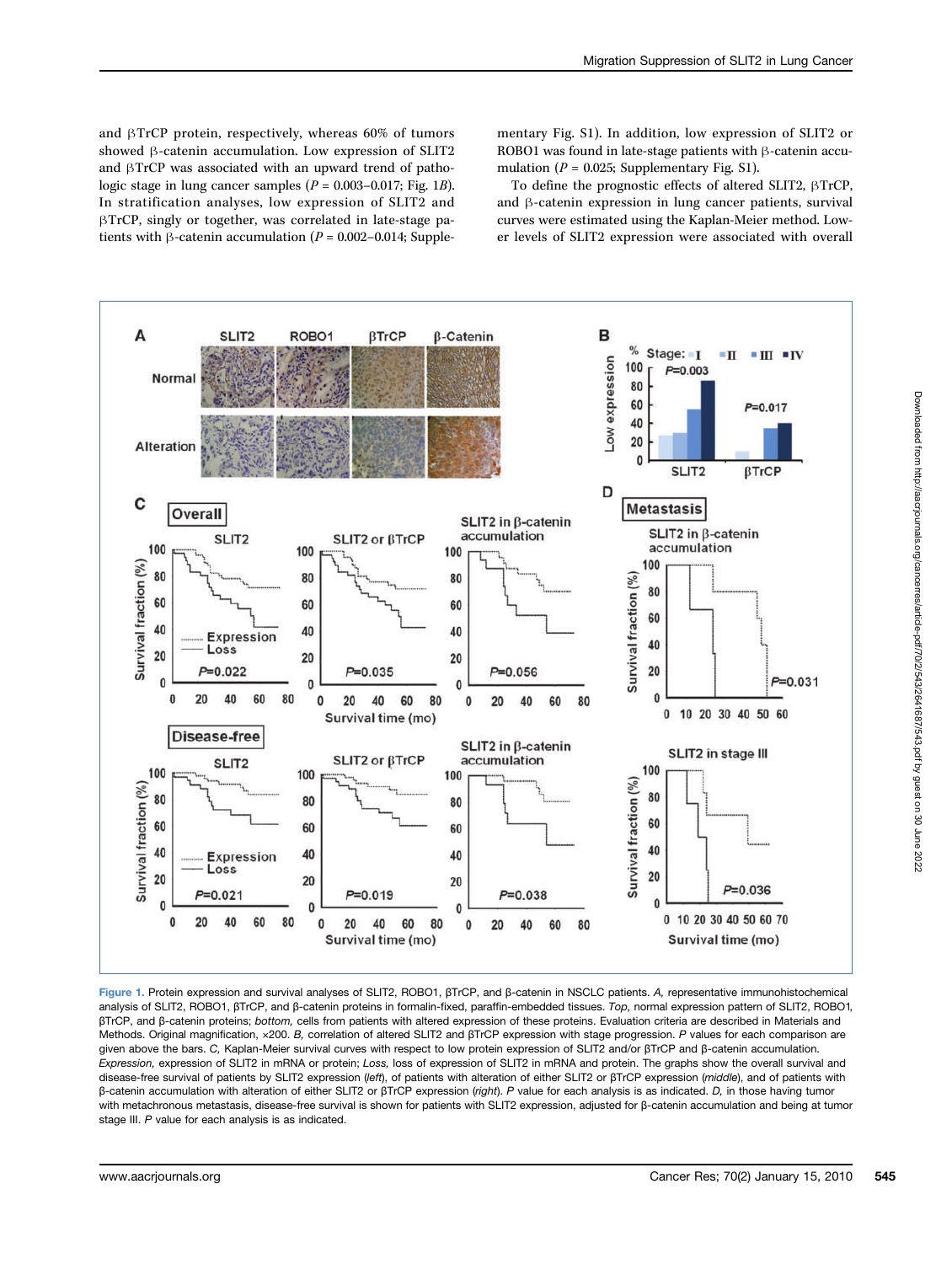and βTrCP protein, respectively, whereas 60% of tumors showed β-catenin accumulation. Low expression of SLIT2 and βTrCP was associated with an upward trend of pathologic stage in lung cancer samples ($P$ = 0.003–0.017; Fig. 1*B*). In stratification analyses, low expression of SLIT2 and βTrCP, singly or together, was correlated in late-stage patients with β-catenin accumulation ($P$ = 0.002–0.014; Supplementary Fig. S1). In addition, low expression of SLIT2 or ROBO1 was found in late-stage patients with β-catenin accumulation ($P$ = 0.025; Supplementary Fig. S1).

To define the prognostic effects of altered SLIT2, βTrCP, and β-catenin expression in lung cancer patients, survival curves were estimated using the Kaplan-Meier method. Lower levels of SLIT2 expression were associated with overall

**Figure 1.** Protein expression and survival analyses of SLIT2, ROBO1, βTrCP, and β-catenin in NSCLC patients. *A,* representative immunohistochemical analysis of SLIT2, ROBO1, βTrCP, and β-catenin proteins in formalin-fixed, paraffin-embedded tissues. *Top,* normal expression pattern of SLIT2, ROBO1, βTrCP, and β-catenin proteins; *bottom,* cells from patients with altered expression of these proteins. Evaluation criteria are described in Materials and Methods. Original magnification, ×200. *B,* correlation of altered SLIT2 and βTrCP expression with stage progression. *P* values for each comparison are given above the bars. *C,* Kaplan-Meier survival curves with respect to low protein expression of SLIT2 and/or βTrCP and β-catenin accumulation. *Expression,* expression of SLIT2 in mRNA or protein; *Loss,* loss of expression of SLIT2 in mRNA and protein. The graphs show the overall survival and disease-free survival of patients by SLIT2 expression (*left*), of patients with alteration of either SLIT2 or βTrCP expression (*middle*), and of patients with β-catenin accumulation with alteration of either SLIT2 or βTrCP expression (*right*). *P* value for each analysis is as indicated. *D,* in those having tumor with metachronous metastasis, disease-free survival is shown for patients with SLIT2 expression, adjusted for β-catenin accumulation and being at tumor stage III. *P* value for each analysis is as indicated.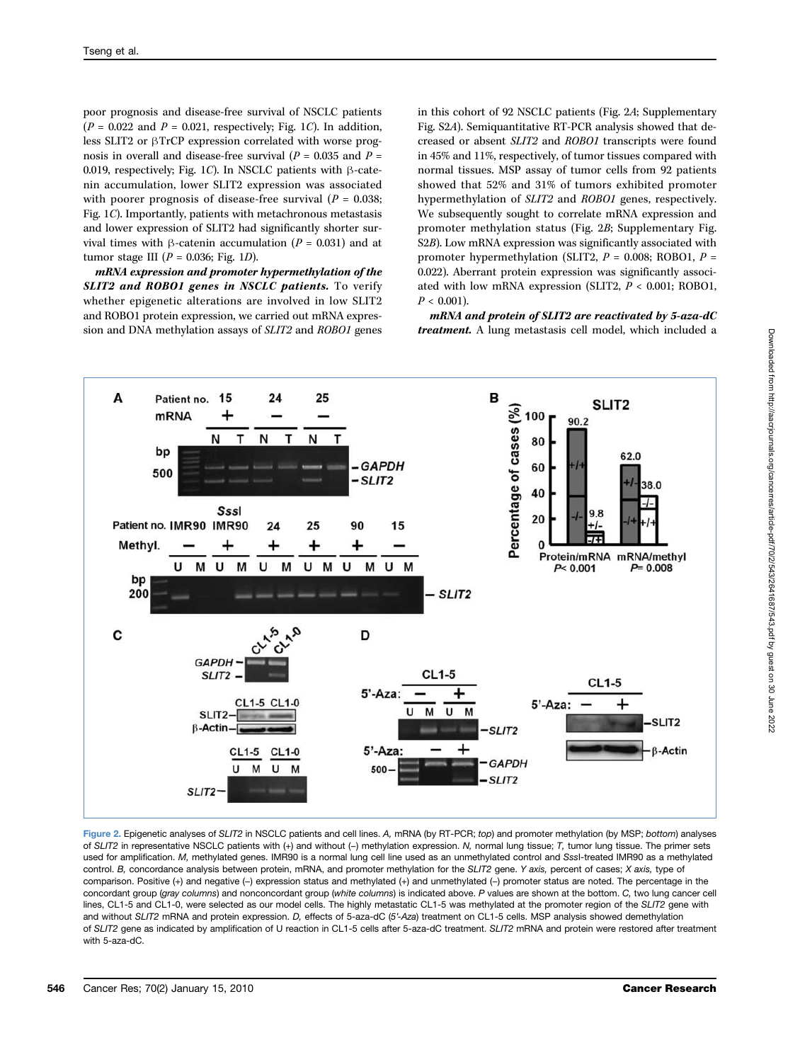poor prognosis and disease-free survival of NSCLC patients ($P$ = 0.022 and $P$ = 0.021, respectively; Fig. 1C). In addition, less SLIT2 or βTrCP expression correlated with worse prognosis in overall and disease-free survival ($P$ = 0.035 and $P$ = 0.019, respectively; Fig. 1C). In NSCLC patients with β-catenin accumulation, lower SLIT2 expression was associated with poorer prognosis of disease-free survival ($P$ = 0.038; Fig. 1C). Importantly, patients with metachronous metastasis and lower expression of SLIT2 had significantly shorter survival times with β-catenin accumulation ($P$ = 0.031) and at tumor stage III ($P$ = 0.036; Fig. 1D).

***mRNA expression and promoter hypermethylation of the SLIT2 and ROBO1 genes in NSCLC patients.*** To verify whether epigenetic alterations are involved in low SLIT2 and ROBO1 protein expression, we carried out mRNA expression and DNA methylation assays of *SLIT2* and *ROBO1* genes in this cohort of 92 NSCLC patients (Fig. 2A; Supplementary Fig. S2A). Semiquantitative RT-PCR analysis showed that decreased or absent *SLIT2* and *ROBO1* transcripts were found in 45% and 11%, respectively, of tumor tissues compared with normal tissues. MSP assay of tumor cells from 92 patients showed that 52% and 31% of tumors exhibited promoter hypermethylation of *SLIT2* and *ROBO1* genes, respectively. We subsequently sought to correlate mRNA expression and promoter methylation status (Fig. 2B; Supplementary Fig. S2B). Low mRNA expression was significantly associated with promoter hypermethylation (SLIT2, $P$ = 0.008; ROBO1, $P$ = 0.022). Aberrant protein expression was significantly associated with low mRNA expression (SLIT2, $P$ < 0.001; ROBO1, $P$ < 0.001).

***mRNA and protein of SLIT2 are reactivated by 5-aza-dC treatment.*** A lung metastasis cell model, which included a

Figure 2. Epigenetic analyses of *SLIT2* in NSCLC patients and cell lines. *A,* mRNA (by RT-PCR; *top*) and promoter methylation (by MSP; *bottom*) analyses of *SLIT2* in representative NSCLC patients with (+) and without (–) methylation expression. *N,* normal lung tissue; *T,* tumor lung tissue. The primer sets used for amplification. *M,* methylated genes. IMR90 is a normal lung cell line used as an unmethylated control and *Sss*I-treated IMR90 as a methylated control. *B,* concordance analysis between protein, mRNA, and promoter methylation for the *SLIT2* gene. *Y axis,* percent of cases; *X axis,* type of comparison. Positive (+) and negative (–) expression status and methylated (+) and unmethylated (–) promoter status are noted. The percentage in the concordant group (*gray columns*) and nonconcordant group (*white columns*) is indicated above. *P* values are shown at the bottom. *C,* two lung cancer cell lines, CL1-5 and CL1-0, were selected as our model cells. The highly metastatic CL1-5 was methylated at the promoter region of the *SLIT2* gene with and without *SLIT2* mRNA and protein expression. *D,* effects of 5-aza-dC (*5′-Aza*) treatment on CL1-5 cells. MSP analysis showed demethylation of *SLIT2* gene as indicated by amplification of U reaction in CL1-5 cells after 5-aza-dC treatment. *SLIT2* mRNA and protein were restored after treatment with 5-aza-dC.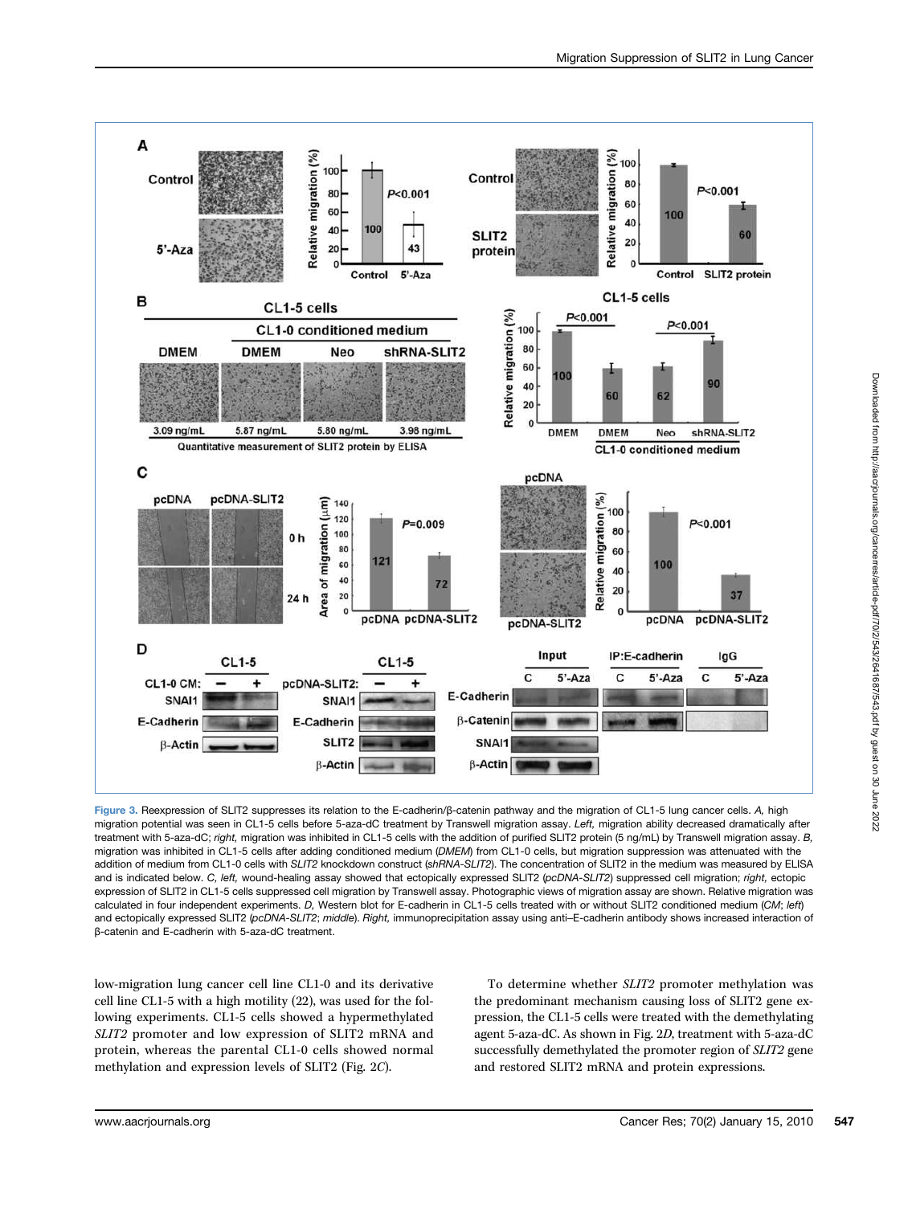Figure 3. Reexpression of SLIT2 suppresses its relation to the E-cadherin/β-catenin pathway and the migration of CL1-5 lung cancer cells. *A,* high migration potential was seen in CL1-5 cells before 5-aza-dC treatment by Transwell migration assay. *Left,* migration ability decreased dramatically after treatment with 5-aza-dC; *right,* migration was inhibited in CL1-5 cells with the addition of purified SLIT2 protein (5 ng/mL) by Transwell migration assay. *B,* migration was inhibited in CL1-5 cells after adding conditioned medium (*DMEM*) from CL1-0 cells, but migration suppression was attenuated with the addition of medium from CL1-0 cells with *SLIT2* knockdown construct (*shRNA-SLIT2*). The concentration of SLIT2 in the medium was measured by ELISA and is indicated below. *C, left,* wound-healing assay showed that ectopically expressed SLIT2 (*pcDNA-SLIT2*) suppressed cell migration; *right,* ectopic expression of SLIT2 in CL1-5 cells suppressed cell migration by Transwell assay. Photographic views of migration assay are shown. Relative migration was calculated in four independent experiments. *D,* Western blot for E-cadherin in CL1-5 cells treated with or without SLIT2 conditioned medium (*CM*; *left*) and ectopically expressed SLIT2 (*pcDNA-SLIT2*; *middle*). *Right,* immunoprecipitation assay using anti–E-cadherin antibody shows increased interaction of β-catenin and E-cadherin with 5-aza-dC treatment.

low-migration lung cancer cell line CL1-0 and its derivative cell line CL1-5 with a high motility (22), was used for the following experiments. CL1-5 cells showed a hypermethylated *SLIT2* promoter and low expression of SLIT2 mRNA and protein, whereas the parental CL1-0 cells showed normal methylation and expression levels of SLIT2 (Fig. 2*C*).

To determine whether *SLIT2* promoter methylation was the predominant mechanism causing loss of SLIT2 gene expression, the CL1-5 cells were treated with the demethylating agent 5-aza-dC. As shown in Fig. 2*D*, treatment with 5-aza-dC successfully demethylated the promoter region of *SLIT2* gene and restored SLIT2 mRNA and protein expressions.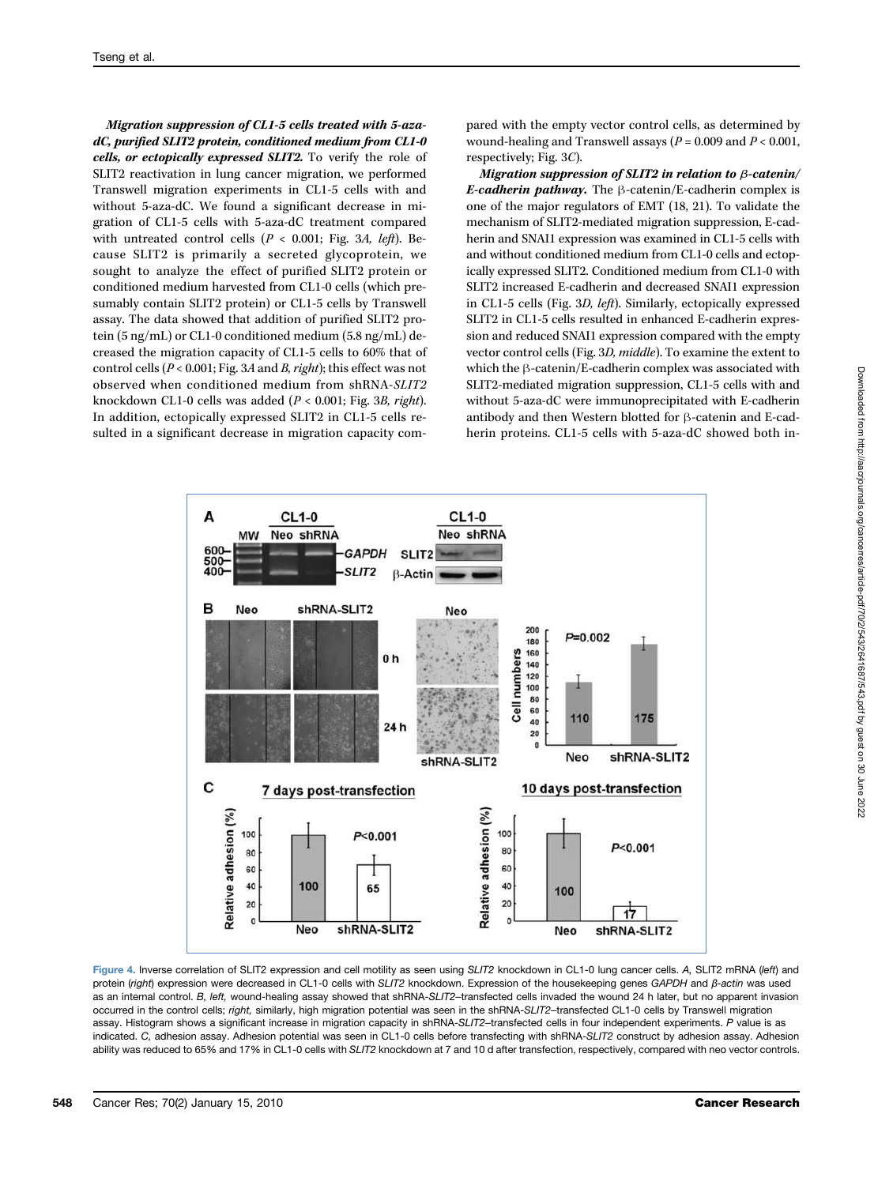***Migration suppression of CL1-5 cells treated with 5-aza-dC, purified SLIT2 protein, conditioned medium from CL1-0 cells, or ectopically expressed SLIT2.*** To verify the role of SLIT2 reactivation in lung cancer migration, we performed Transwell migration experiments in CL1-5 cells with and without 5-aza-dC. We found a significant decrease in migration of CL1-5 cells with 5-aza-dC treatment compared with untreated control cells ($P < 0.001$; Fig. 3*A, left*). Because SLIT2 is primarily a secreted glycoprotein, we sought to analyze the effect of purified SLIT2 protein or conditioned medium harvested from CL1-0 cells (which presumably contain SLIT2 protein) or CL1-5 cells by Transwell assay. The data showed that addition of purified SLIT2 protein (5 ng/mL) or CL1-0 conditioned medium (5.8 ng/mL) decreased the migration capacity of CL1-5 cells to 60% that of control cells ($P < 0.001$; Fig. 3*A* and *B, right*); this effect was not observed when conditioned medium from shRNA-*SLIT2* knockdown CL1-0 cells was added ($P < 0.001$; Fig. 3*B, right*). In addition, ectopically expressed SLIT2 in CL1-5 cells resulted in a significant decrease in migration capacity compared with the empty vector control cells, as determined by wound-healing and Transwell assays ($P = 0.009$ and $P < 0.001$, respectively; Fig. 3*C*).

***Migration suppression of SLIT2 in relation to β-catenin/E-cadherin pathway.*** The β-catenin/E-cadherin complex is one of the major regulators of EMT (18, 21). To validate the mechanism of SLIT2-mediated migration suppression, E-cadherin and SNAI1 expression was examined in CL1-5 cells with and without conditioned medium from CL1-0 cells and ectopically expressed SLIT2. Conditioned medium from CL1-0 with SLIT2 increased E-cadherin and decreased SNAI1 expression in CL1-5 cells (Fig. 3*D, left*). Similarly, ectopically expressed SLIT2 in CL1-5 cells resulted in enhanced E-cadherin expression and reduced SNAI1 expression compared with the empty vector control cells (Fig. 3*D, middle*). To examine the extent to which the β-catenin/E-cadherin complex was associated with SLIT2-mediated migration suppression, CL1-5 cells with and without 5-aza-dC were immunoprecipitated with E-cadherin antibody and then Western blotted for β-catenin and E-cadherin proteins. CL1-5 cells with 5-aza-dC showed both in-

Figure 4. Inverse correlation of SLIT2 expression and cell motility as seen using *SLIT2* knockdown in CL1-0 lung cancer cells. *A,* SLIT2 mRNA (*left*) and protein (*right*) expression were decreased in CL1-0 cells with *SLIT2* knockdown. Expression of the housekeeping genes *GAPDH* and *β-actin* was used as an internal control. *B, left,* wound-healing assay showed that shRNA-*SLIT2*–transfected cells invaded the wound 24 h later, but no apparent invasion occurred in the control cells; *right,* similarly, high migration potential was seen in the shRNA-*SLIT2*–transfected CL1-0 cells by Transwell migration assay. Histogram shows a significant increase in migration capacity in shRNA-*SLIT2*–transfected cells in four independent experiments. *P* value is as indicated. *C,* adhesion assay. Adhesion potential was seen in CL1-0 cells before transfecting with shRNA-*SLIT2* construct by adhesion assay. Adhesion ability was reduced to 65% and 17% in CL1-0 cells with *SLIT2* knockdown at 7 and 10 d after transfection, respectively, compared with neo vector controls.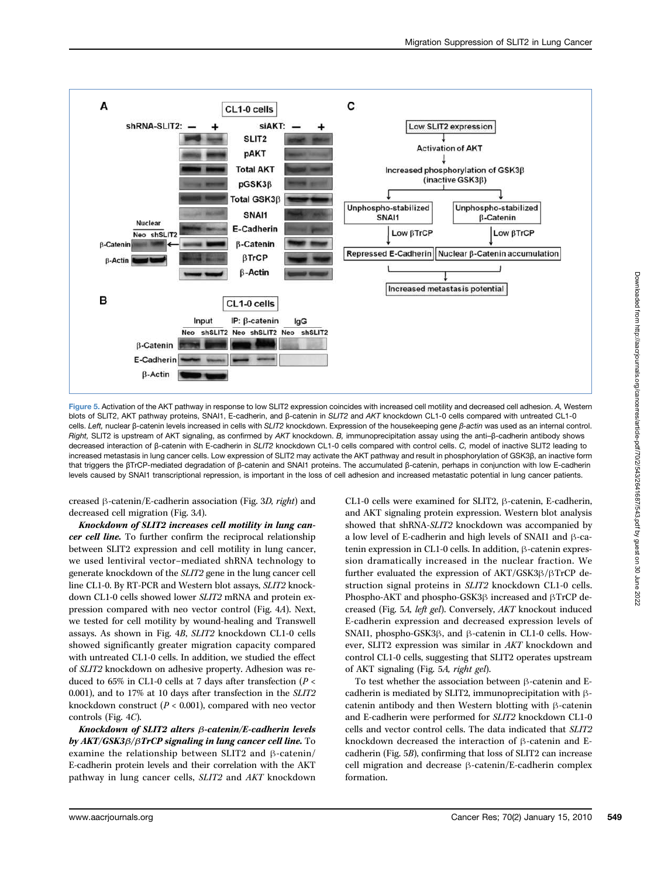Figure 5. Activation of the AKT pathway in response to low SLIT2 expression coincides with increased cell motility and decreased cell adhesion. *A,* Western blots of SLIT2, AKT pathway proteins, SNAI1, E-cadherin, and β-catenin in *SLIT2* and *AKT* knockdown CL1-0 cells compared with untreated CL1-0 cells. *Left,* nuclear β-catenin levels increased in cells with *SLIT2* knockdown. Expression of the housekeeping gene *β-actin* was used as an internal control. *Right,* SLIT2 is upstream of AKT signaling, as confirmed by *AKT* knockdown. *B,* immunoprecipitation assay using the anti–β-cadherin antibody shows decreased interaction of β-catenin with E-cadherin in *SLIT2* knockdown CL1-0 cells compared with control cells. *C,* model of inactive SLIT2 leading to increased metastasis in lung cancer cells. Low expression of SLIT2 may activate the AKT pathway and result in phosphorylation of GSK3β, an inactive form that triggers the βTrCP-mediated degradation of β-catenin and SNAI1 proteins. The accumulated β-catenin, perhaps in conjunction with low E-cadherin levels caused by SNAI1 transcriptional repression, is important in the loss of cell adhesion and increased metastatic potential in lung cancer patients.

creased β-catenin/E-cadherin association (Fig. 3*D, right*) and decreased cell migration (Fig. 3*A*).

***Knockdown of SLIT2 increases cell motility in lung cancer cell line.*** To further confirm the reciprocal relationship between SLIT2 expression and cell motility in lung cancer, we used lentiviral vector–mediated shRNA technology to generate knockdown of the *SLIT2* gene in the lung cancer cell line CL1-0. By RT-PCR and Western blot assays, *SLIT2* knockdown CL1-0 cells showed lower *SLIT2* mRNA and protein expression compared with neo vector control (Fig. 4*A*). Next, we tested for cell motility by wound-healing and Transwell assays. As shown in Fig. 4*B*, *SLIT2* knockdown CL1-0 cells showed significantly greater migration capacity compared with untreated CL1-0 cells. In addition, we studied the effect of *SLIT2* knockdown on adhesive property. Adhesion was reduced to 65% in CL1-0 cells at 7 days after transfection ($P < 0.001$), and to 17% at 10 days after transfection in the *SLIT2* knockdown construct ($P < 0.001$), compared with neo vector controls (Fig. 4*C*).

***Knockdown of SLIT2 alters β-catenin/E-cadherin levels by AKT/GSK3β/βTrCP signaling in lung cancer cell line.*** To examine the relationship between SLIT2 and β-catenin/E-cadherin protein levels and their correlation with the AKT pathway in lung cancer cells, *SLIT2* and *AKT* knockdown CL1-0 cells were examined for SLIT2, β-catenin, E-cadherin, and AKT signaling protein expression. Western blot analysis showed that shRNA-*SLIT2* knockdown was accompanied by a low level of E-cadherin and high levels of SNAI1 and β-catenin expression in CL1-0 cells. In addition, β-catenin expression dramatically increased in the nuclear fraction. We further evaluated the expression of AKT/GSK3β/βTrCP destruction signal proteins in *SLIT2* knockdown CL1-0 cells. Phospho-AKT and phospho-GSK3β increased and βTrCP decreased (Fig. 5*A, left gel*). Conversely, *AKT* knockout induced E-cadherin expression and decreased expression levels of SNAI1, phospho-GSK3β, and β-catenin in CL1-0 cells. However, SLIT2 expression was similar in *AKT* knockdown and control CL1-0 cells, suggesting that SLIT2 operates upstream of AKT signaling (Fig. 5*A, right gel*).

To test whether the association between β-catenin and E-cadherin is mediated by SLIT2, immunoprecipitation with β-catenin antibody and then Western blotting with β-catenin and E-cadherin were performed for *SLIT2* knockdown CL1-0 cells and vector control cells. The data indicated that *SLIT2* knockdown decreased the interaction of β-catenin and E-cadherin (Fig. 5*B*), confirming that loss of SLIT2 can increase cell migration and decrease β-catenin/E-cadherin complex formation.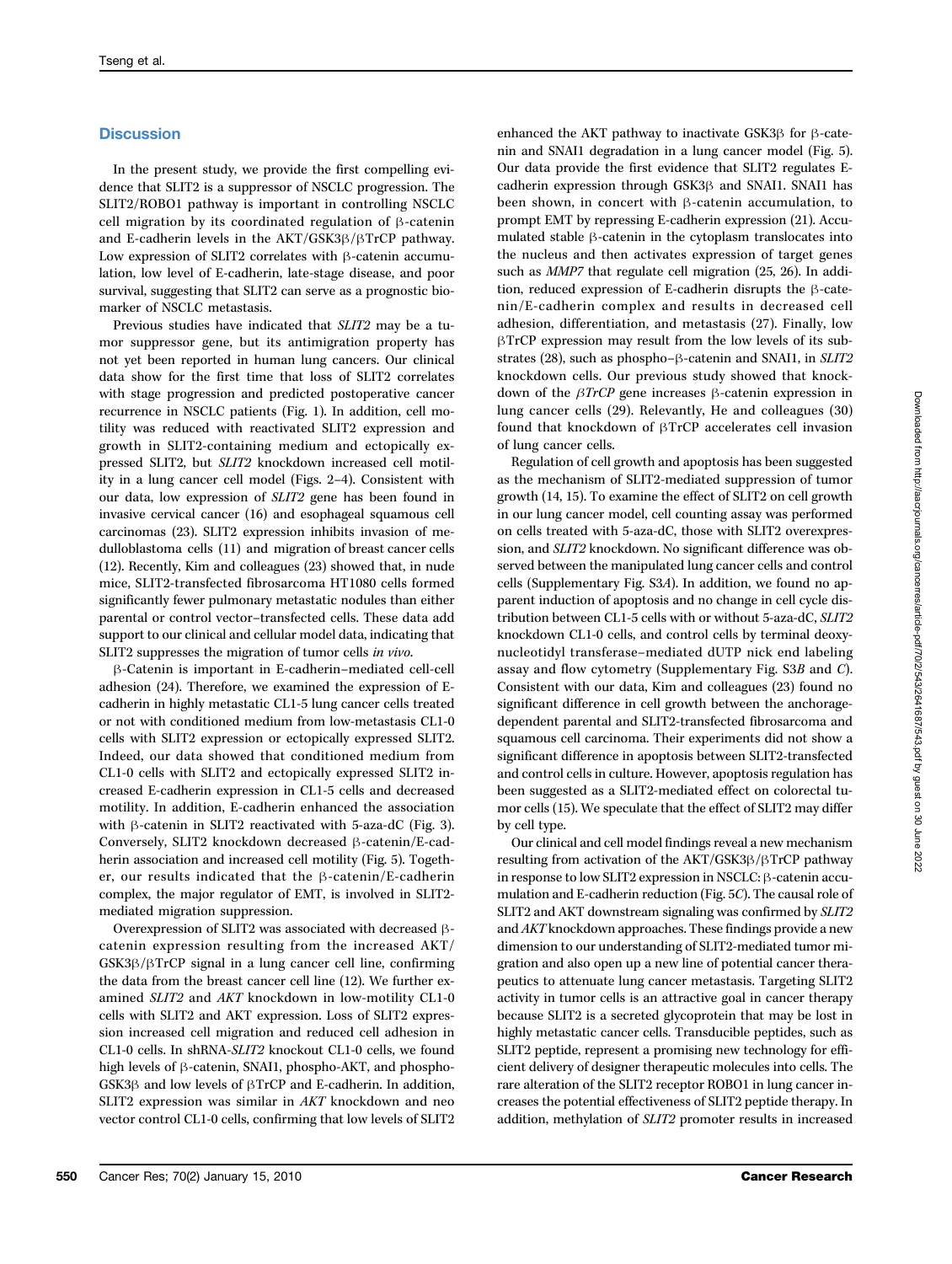## Discussion

In the present study, we provide the first compelling evidence that SLIT2 is a suppressor of NSCLC progression. The SLIT2/ROBO1 pathway is important in controlling NSCLC cell migration by its coordinated regulation of β-catenin and E-cadherin levels in the AKT/GSK3β/βTrCP pathway. Low expression of SLIT2 correlates with β-catenin accumulation, low level of E-cadherin, late-stage disease, and poor survival, suggesting that SLIT2 can serve as a prognostic biomarker of NSCLC metastasis.

Previous studies have indicated that *SLIT2* may be a tumor suppressor gene, but its antimigration property has not yet been reported in human lung cancers. Our clinical data show for the first time that loss of SLIT2 correlates with stage progression and predicted postoperative cancer recurrence in NSCLC patients (Fig. 1). In addition, cell motility was reduced with reactivated SLIT2 expression and growth in SLIT2-containing medium and ectopically expressed SLIT2, but *SLIT2* knockdown increased cell motility in a lung cancer cell model (Figs. 2–4). Consistent with our data, low expression of *SLIT2* gene has been found in invasive cervical cancer (16) and esophageal squamous cell carcinomas (23). SLIT2 expression inhibits invasion of medulloblastoma cells (11) and migration of breast cancer cells (12). Recently, Kim and colleagues (23) showed that, in nude mice, SLIT2-transfected fibrosarcoma HT1080 cells formed significantly fewer pulmonary metastatic nodules than either parental or control vector–transfected cells. These data add support to our clinical and cellular model data, indicating that SLIT2 suppresses the migration of tumor cells *in vivo*.

β-Catenin is important in E-cadherin–mediated cell-cell adhesion (24). Therefore, we examined the expression of E-cadherin in highly metastatic CL1-5 lung cancer cells treated or not with conditioned medium from low-metastasis CL1-0 cells with SLIT2 expression or ectopically expressed SLIT2. Indeed, our data showed that conditioned medium from CL1-0 cells with SLIT2 and ectopically expressed SLIT2 increased E-cadherin expression in CL1-5 cells and decreased motility. In addition, E-cadherin enhanced the association with β-catenin in SLIT2 reactivated with 5-aza-dC (Fig. 3). Conversely, SLIT2 knockdown decreased β-catenin/E-cadherin association and increased cell motility (Fig. 5). Together, our results indicated that the β-catenin/E-cadherin complex, the major regulator of EMT, is involved in SLIT2-mediated migration suppression.

Overexpression of SLIT2 was associated with decreased β-catenin expression resulting from the increased AKT/GSK3β/βTrCP signal in a lung cancer cell line, confirming the data from the breast cancer cell line (12). We further examined *SLIT2* and *AKT* knockdown in low-motility CL1-0 cells with SLIT2 and AKT expression. Loss of SLIT2 expression increased cell migration and reduced cell adhesion in CL1-0 cells. In shRNA-*SLIT2* knockout CL1-0 cells, we found high levels of β-catenin, SNAI1, phospho-AKT, and phospho-GSK3β and low levels of βTrCP and E-cadherin. In addition, SLIT2 expression was similar in *AKT* knockdown and neo vector control CL1-0 cells, confirming that low levels of SLIT2 enhanced the AKT pathway to inactivate GSK3β for β-catenin and SNAI1 degradation in a lung cancer model (Fig. 5). Our data provide the first evidence that SLIT2 regulates E-cadherin expression through GSK3β and SNAI1. SNAI1 has been shown, in concert with β-catenin accumulation, to prompt EMT by repressing E-cadherin expression (21). Accumulated stable β-catenin in the cytoplasm translocates into the nucleus and then activates expression of target genes such as *MMP7* that regulate cell migration (25, 26). In addition, reduced expression of E-cadherin disrupts the β-catenin/E-cadherin complex and results in decreased cell adhesion, differentiation, and metastasis (27). Finally, low βTrCP expression may result from the low levels of its substrates (28), such as phospho–β-catenin and SNAI1, in *SLIT2* knockdown cells. Our previous study showed that knockdown of the *βTrCP* gene increases β-catenin expression in lung cancer cells (29). Relevantly, He and colleagues (30) found that knockdown of βTrCP accelerates cell invasion of lung cancer cells.

Regulation of cell growth and apoptosis has been suggested as the mechanism of SLIT2-mediated suppression of tumor growth (14, 15). To examine the effect of SLIT2 on cell growth in our lung cancer model, cell counting assay was performed on cells treated with 5-aza-dC, those with SLIT2 overexpression, and *SLIT2* knockdown. No significant difference was observed between the manipulated lung cancer cells and control cells (Supplementary Fig. S3*A*). In addition, we found no apparent induction of apoptosis and no change in cell cycle distribution between CL1-5 cells with or without 5-aza-dC, *SLIT2* knockdown CL1-0 cells, and control cells by terminal deoxynucleotidyl transferase–mediated dUTP nick end labeling assay and flow cytometry (Supplementary Fig. S3*B* and *C*). Consistent with our data, Kim and colleagues (23) found no significant difference in cell growth between the anchorage-dependent parental and SLIT2-transfected fibrosarcoma and squamous cell carcinoma. Their experiments did not show a significant difference in apoptosis between SLIT2-transfected and control cells in culture. However, apoptosis regulation has been suggested as a SLIT2-mediated effect on colorectal tumor cells (15). We speculate that the effect of SLIT2 may differ by cell type.

Our clinical and cell model findings reveal a new mechanism resulting from activation of the AKT/GSK3β/βTrCP pathway in response to low SLIT2 expression in NSCLC: β-catenin accumulation and E-cadherin reduction (Fig. 5*C*). The causal role of SLIT2 and AKT downstream signaling was confirmed by *SLIT2* and *AKT* knockdown approaches. These findings provide a new dimension to our understanding of SLIT2-mediated tumor migration and also open up a new line of potential cancer therapeutics to attenuate lung cancer metastasis. Targeting SLIT2 activity in tumor cells is an attractive goal in cancer therapy because SLIT2 is a secreted glycoprotein that may be lost in highly metastatic cancer cells. Transducible peptides, such as SLIT2 peptide, represent a promising new technology for efficient delivery of designer therapeutic molecules into cells. The rare alteration of the SLIT2 receptor ROBO1 in lung cancer increases the potential effectiveness of SLIT2 peptide therapy. In addition, methylation of *SLIT2* promoter results in increased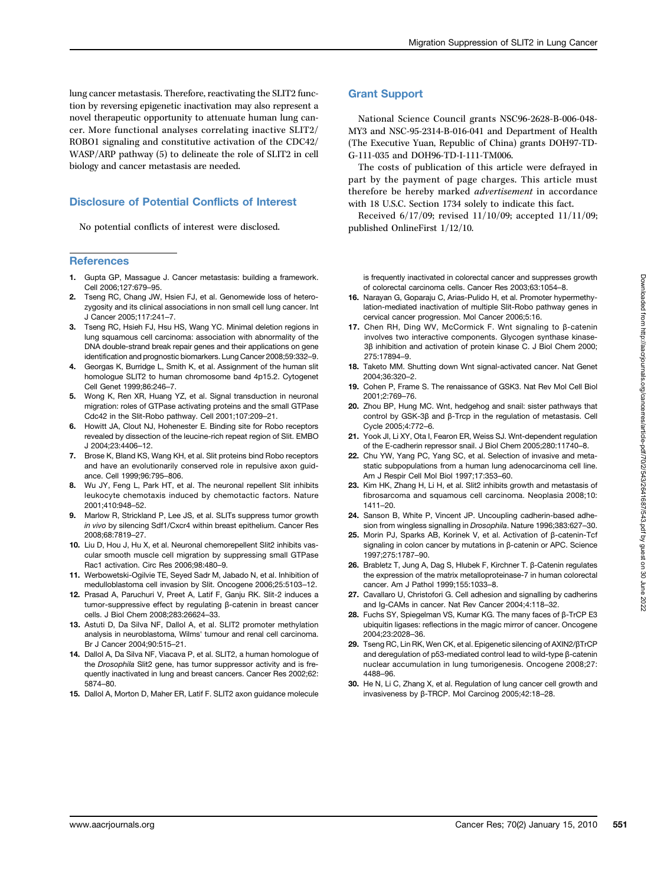lung cancer metastasis. Therefore, reactivating the SLIT2 function by reversing epigenetic inactivation may also represent a novel therapeutic opportunity to attenuate human lung cancer. More functional analyses correlating inactive SLIT2/ROBO1 signaling and constitutive activation of the CDC42/WASP/ARP pathway (5) to delineate the role of SLIT2 in cell biology and cancer metastasis are needed.

## Disclosure of Potential Conflicts of Interest

No potential conflicts of interest were disclosed.

## Grant Support

National Science Council grants NSC96-2628-B-006-048-MY3 and NSC-95-2314-B-016-041 and Department of Health (The Executive Yuan, Republic of China) grants DOH97-TD-G-111-035 and DOH96-TD-I-111-TM006.

The costs of publication of this article were defrayed in part by the payment of page charges. This article must therefore be hereby marked *advertisement* in accordance with 18 U.S.C. Section 1734 solely to indicate this fact.

Received 6/17/09; revised 11/10/09; accepted 11/11/09; published OnlineFirst 1/12/10.

## References

1. Gupta GP, Massague J. Cancer metastasis: building a framework. Cell 2006;127:679–95.
2. Tseng RC, Chang JW, Hsien FJ, et al. Genomewide loss of heterozygosity and its clinical associations in non small cell lung cancer. Int J Cancer 2005;117:241–7.
3. Tseng RC, Hsieh FJ, Hsu HS, Wang YC. Minimal deletion regions in lung squamous cell carcinoma: association with abnormality of the DNA double-strand break repair genes and their applications on gene identification and prognostic biomarkers. Lung Cancer 2008;59:332–9.
4. Georgas K, Burridge L, Smith K, et al. Assignment of the human slit homologue SLIT2 to human chromosome band 4p15.2. Cytogenet Cell Genet 1999;86:246–7.
5. Wong K, Ren XR, Huang YZ, et al. Signal transduction in neuronal migration: roles of GTPase activating proteins and the small GTPase Cdc42 in the Slit-Robo pathway. Cell 2001;107:209–21.
6. Howitt JA, Clout NJ, Hohenester E. Binding site for Robo receptors revealed by dissection of the leucine-rich repeat region of Slit. EMBO J 2004;23:4406–12.
7. Brose K, Bland KS, Wang KH, et al. Slit proteins bind Robo receptors and have an evolutionarily conserved role in repulsive axon guidance. Cell 1999;96:795–806.
8. Wu JY, Feng L, Park HT, et al. The neuronal repellent Slit inhibits leukocyte chemotaxis induced by chemotactic factors. Nature 2001;410:948–52.
9. Marlow R, Strickland P, Lee JS, et al. SLITs suppress tumor growth *in vivo* by silencing Sdf1/Cxcr4 within breast epithelium. Cancer Res 2008;68:7819–27.
10. Liu D, Hou J, Hu X, et al. Neuronal chemorepellent Slit2 inhibits vascular smooth muscle cell migration by suppressing small GTPase Rac1 activation. Circ Res 2006;98:480–9.
11. Werbowetski-Ogilvie TE, Seyed Sadr M, Jabado N, et al. Inhibition of medulloblastoma cell invasion by Slit. Oncogene 2006;25:5103–12.
12. Prasad A, Paruchuri V, Preet A, Latif F, Ganju RK. Slit-2 induces a tumor-suppressive effect by regulating β-catenin in breast cancer cells. J Biol Chem 2008;283:26624–33.
13. Astuti D, Da Silva NF, Dallol A, et al. SLIT2 promoter methylation analysis in neuroblastoma, Wilms' tumour and renal cell carcinoma. Br J Cancer 2004;90:515–21.
14. Dallol A, Da Silva NF, Viacava P, et al. SLIT2, a human homologue of the *Drosophila* Slit2 gene, has tumor suppressor activity and is frequently inactivated in lung and breast cancers. Cancer Res 2002;62:5874–80.
15. Dallol A, Morton D, Maher ER, Latif F. SLIT2 axon guidance molecule is frequently inactivated in colorectal cancer and suppresses growth of colorectal carcinoma cells. Cancer Res 2003;63:1054–8.
16. Narayan G, Goparaju C, Arias-Pulido H, et al. Promoter hypermethylation-mediated inactivation of multiple Slit-Robo pathway genes in cervical cancer progression. Mol Cancer 2006;5:16.
17. Chen RH, Ding WV, McCormick F. Wnt signaling to β-catenin involves two interactive components. Glycogen synthase kinase-3β inhibition and activation of protein kinase C. J Biol Chem 2000;275:17894–9.
18. Taketo MM. Shutting down Wnt signal-activated cancer. Nat Genet 2004;36:320–2.
19. Cohen P, Frame S. The renaissance of GSK3. Nat Rev Mol Cell Biol 2001;2:769–76.
20. Zhou BP, Hung MC. Wnt, hedgehog and snail: sister pathways that control by GSK-3β and β-Trcp in the regulation of metastasis. Cell Cycle 2005;4:772–6.
21. Yook JI, Li XY, Ota I, Fearon ER, Weiss SJ. Wnt-dependent regulation of the E-cadherin repressor snail. J Biol Chem 2005;280:11740–8.
22. Chu YW, Yang PC, Yang SC, et al. Selection of invasive and metastatic subpopulations from a human lung adenocarcinoma cell line. Am J Respir Cell Mol Biol 1997;17:353–60.
23. Kim HK, Zhang H, Li H, et al. Slit2 inhibits growth and metastasis of fibrosarcoma and squamous cell carcinoma. Neoplasia 2008;10:1411–20.
24. Sanson B, White P, Vincent JP. Uncoupling cadherin-based adhesion from wingless signalling in *Drosophila*. Nature 1996;383:627–30.
25. Morin PJ, Sparks AB, Korinek V, et al. Activation of β-catenin-Tcf signaling in colon cancer by mutations in β-catenin or APC. Science 1997;275:1787–90.
26. Brabletz T, Jung A, Dag S, Hlubek F, Kirchner T. β-Catenin regulates the expression of the matrix metalloproteinase-7 in human colorectal cancer. Am J Pathol 1999;155:1033–8.
27. Cavallaro U, Christofori G. Cell adhesion and signalling by cadherins and Ig-CAMs in cancer. Nat Rev Cancer 2004;4:118–32.
28. Fuchs SY, Spiegelman VS, Kumar KG. The many faces of β-TrCP E3 ubiquitin ligases: reflections in the magic mirror of cancer. Oncogene 2004;23:2028–36.
29. Tseng RC, Lin RK, Wen CK, et al. Epigenetic silencing of AXIN2/βTrCP and deregulation of p53-mediated control lead to wild-type β-catenin nuclear accumulation in lung tumorigenesis. Oncogene 2008;27:4488–96.
30. He N, Li C, Zhang X, et al. Regulation of lung cancer cell growth and invasiveness by β-TRCP. Mol Carcinog 2005;42:18–28.